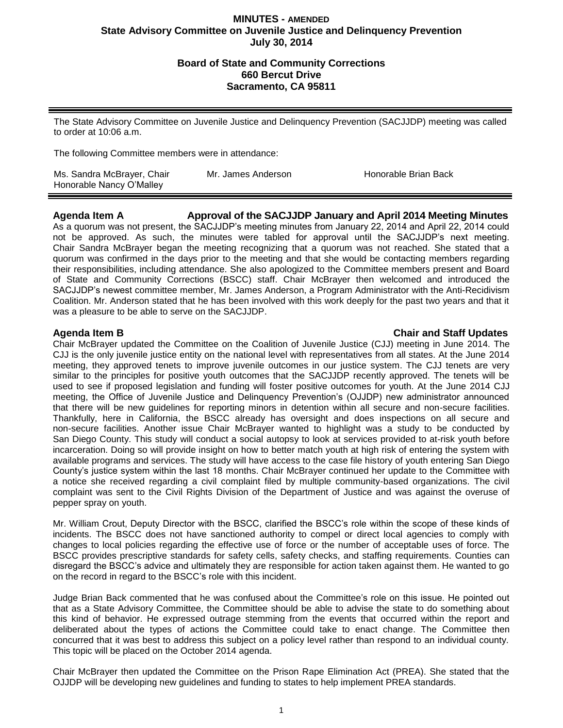# MINUTES - AMENDED
# State Advisory Committee on Juvenile Justice and Delinquency Prevention
## July 30, 2014

### Board of State and Community Corrections
### 660 Bercut Drive
### Sacramento, CA 95811

The State Advisory Committee on Juvenile Justice and Delinquency Prevention (SACJJDP) meeting was called to order at 10:06 a.m.

The following Committee members were in attendance:

| | | |
|---|---|---|
| Ms. Sandra McBrayer, Chair | Mr. James Anderson | Honorable Brian Back |
| Honorable Nancy O'Malley | | |

**Agenda Item A — Approval of the SACJJDP January and April 2014 Meeting Minutes**

As a quorum was not present, the SACJJDP's meeting minutes from January 22, 2014 and April 22, 2014 could not be approved. As such, the minutes were tabled for approval until the SACJJDP's next meeting. Chair Sandra McBrayer began the meeting recognizing that a quorum was not reached. She stated that a quorum was confirmed in the days prior to the meeting and that she would be contacting members regarding their responsibilities, including attendance. She also apologized to the Committee members present and Board of State and Community Corrections (BSCC) staff. Chair McBrayer then welcomed and introduced the SACJJDP's newest committee member, Mr. James Anderson, a Program Administrator with the Anti-Recidivism Coalition. Mr. Anderson stated that he has been involved with this work deeply for the past two years and that it was a pleasure to be able to serve on the SACJJDP.

**Agenda Item B — Chair and Staff Updates**

Chair McBrayer updated the Committee on the Coalition of Juvenile Justice (CJJ) meeting in June 2014. The CJJ is the only juvenile justice entity on the national level with representatives from all states. At the June 2014 meeting, they approved tenets to improve juvenile outcomes in our justice system. The CJJ tenets are very similar to the principles for positive youth outcomes that the SACJJDP recently approved. The tenets will be used to see if proposed legislation and funding will foster positive outcomes for youth. At the June 2014 CJJ meeting, the Office of Juvenile Justice and Delinquency Prevention's (OJJDP) new administrator announced that there will be new guidelines for reporting minors in detention within all secure and non-secure facilities. Thankfully, here in California, the BSCC already has oversight and does inspections on all secure and non-secure facilities. Another issue Chair McBrayer wanted to highlight was a study to be conducted by San Diego County. This study will conduct a social autopsy to look at services provided to at-risk youth before incarceration. Doing so will provide insight on how to better match youth at high risk of entering the system with available programs and services. The study will have access to the case file history of youth entering San Diego County's justice system within the last 18 months. Chair McBrayer continued her update to the Committee with a notice she received regarding a civil complaint filed by multiple community-based organizations. The civil complaint was sent to the Civil Rights Division of the Department of Justice and was against the overuse of pepper spray on youth.

Mr. William Crout, Deputy Director with the BSCC, clarified the BSCC's role within the scope of these kinds of incidents. The BSCC does not have sanctioned authority to compel or direct local agencies to comply with changes to local policies regarding the effective use of force or the number of acceptable uses of force. The BSCC provides prescriptive standards for safety cells, safety checks, and staffing requirements. Counties can disregard the BSCC's advice and ultimately they are responsible for action taken against them. He wanted to go on the record in regard to the BSCC's role with this incident.

Judge Brian Back commented that he was confused about the Committee's role on this issue. He pointed out that as a State Advisory Committee, the Committee should be able to advise the state to do something about this kind of behavior. He expressed outrage stemming from the events that occurred within the report and deliberated about the types of actions the Committee could take to enact change. The Committee then concurred that it was best to address this subject on a policy level rather than respond to an individual county. This topic will be placed on the October 2014 agenda.

Chair McBrayer then updated the Committee on the Prison Rape Elimination Act (PREA). She stated that the OJJDP will be developing new guidelines and funding to states to help implement PREA standards.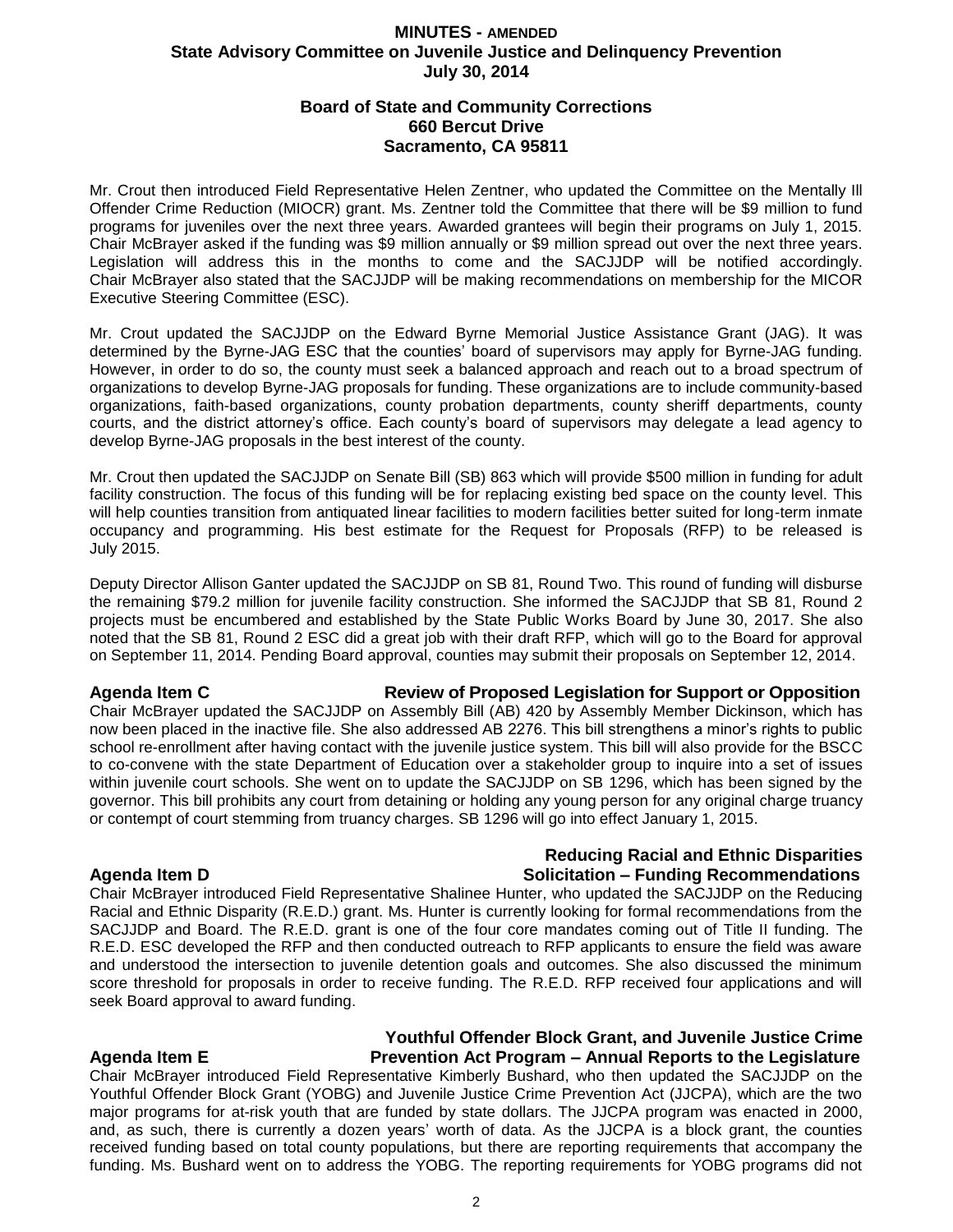**MINUTES - AMENDED**
**State Advisory Committee on Juvenile Justice and Delinquency Prevention**
**July 30, 2014**

**Board of State and Community Corrections**
**660 Bercut Drive**
**Sacramento, CA 95811**

Mr. Crout then introduced Field Representative Helen Zentner, who updated the Committee on the Mentally Ill Offender Crime Reduction (MIOCR) grant. Ms. Zentner told the Committee that there will be $9 million to fund programs for juveniles over the next three years. Awarded grantees will begin their programs on July 1, 2015. Chair McBrayer asked if the funding was $9 million annually or $9 million spread out over the next three years. Legislation will address this in the months to come and the SACJJDP will be notified accordingly. Chair McBrayer also stated that the SACJJDP will be making recommendations on membership for the MICOR Executive Steering Committee (ESC).

Mr. Crout updated the SACJJDP on the Edward Byrne Memorial Justice Assistance Grant (JAG). It was determined by the Byrne-JAG ESC that the counties' board of supervisors may apply for Byrne-JAG funding. However, in order to do so, the county must seek a balanced approach and reach out to a broad spectrum of organizations to develop Byrne-JAG proposals for funding. These organizations are to include community-based organizations, faith-based organizations, county probation departments, county sheriff departments, county courts, and the district attorney's office. Each county's board of supervisors may delegate a lead agency to develop Byrne-JAG proposals in the best interest of the county.

Mr. Crout then updated the SACJJDP on Senate Bill (SB) 863 which will provide $500 million in funding for adult facility construction. The focus of this funding will be for replacing existing bed space on the county level. This will help counties transition from antiquated linear facilities to modern facilities better suited for long-term inmate occupancy and programming. His best estimate for the Request for Proposals (RFP) to be released is July 2015.

Deputy Director Allison Ganter updated the SACJJDP on SB 81, Round Two. This round of funding will disburse the remaining $79.2 million for juvenile facility construction. She informed the SACJJDP that SB 81, Round 2 projects must be encumbered and established by the State Public Works Board by June 30, 2017. She also noted that the SB 81, Round 2 ESC did a great job with their draft RFP, which will go to the Board for approval on September 11, 2014. Pending Board approval, counties may submit their proposals on September 12, 2014.

**Agenda Item C — Review of Proposed Legislation for Support or Opposition**

Chair McBrayer updated the SACJJDP on Assembly Bill (AB) 420 by Assembly Member Dickinson, which has now been placed in the inactive file. She also addressed AB 2276. This bill strengthens a minor's rights to public school re-enrollment after having contact with the juvenile justice system. This bill will also provide for the BSCC to co-convene with the state Department of Education over a stakeholder group to inquire into a set of issues within juvenile court schools. She went on to update the SACJJDP on SB 1296, which has been signed by the governor. This bill prohibits any court from detaining or holding any young person for any original charge truancy or contempt of court stemming from truancy charges. SB 1296 will go into effect January 1, 2015.

**Agenda Item D — Reducing Racial and Ethnic Disparities Solicitation – Funding Recommendations**

Chair McBrayer introduced Field Representative Shalinee Hunter, who updated the SACJJDP on the Reducing Racial and Ethnic Disparity (R.E.D.) grant. Ms. Hunter is currently looking for formal recommendations from the SACJJDP and Board. The R.E.D. grant is one of the four core mandates coming out of Title II funding. The R.E.D. ESC developed the RFP and then conducted outreach to RFP applicants to ensure the field was aware and understood the intersection to juvenile detention goals and outcomes. She also discussed the minimum score threshold for proposals in order to receive funding. The R.E.D. RFP received four applications and will seek Board approval to award funding.

**Agenda Item E — Youthful Offender Block Grant, and Juvenile Justice Crime Prevention Act Program – Annual Reports to the Legislature**

Chair McBrayer introduced Field Representative Kimberly Bushard, who then updated the SACJJDP on the Youthful Offender Block Grant (YOBG) and Juvenile Justice Crime Prevention Act (JJCPA), which are the two major programs for at-risk youth that are funded by state dollars. The JJCPA program was enacted in 2000, and, as such, there is currently a dozen years' worth of data. As the JJCPA is a block grant, the counties received funding based on total county populations, but there are reporting requirements that accompany the funding. Ms. Bushard went on to address the YOBG. The reporting requirements for YOBG programs did not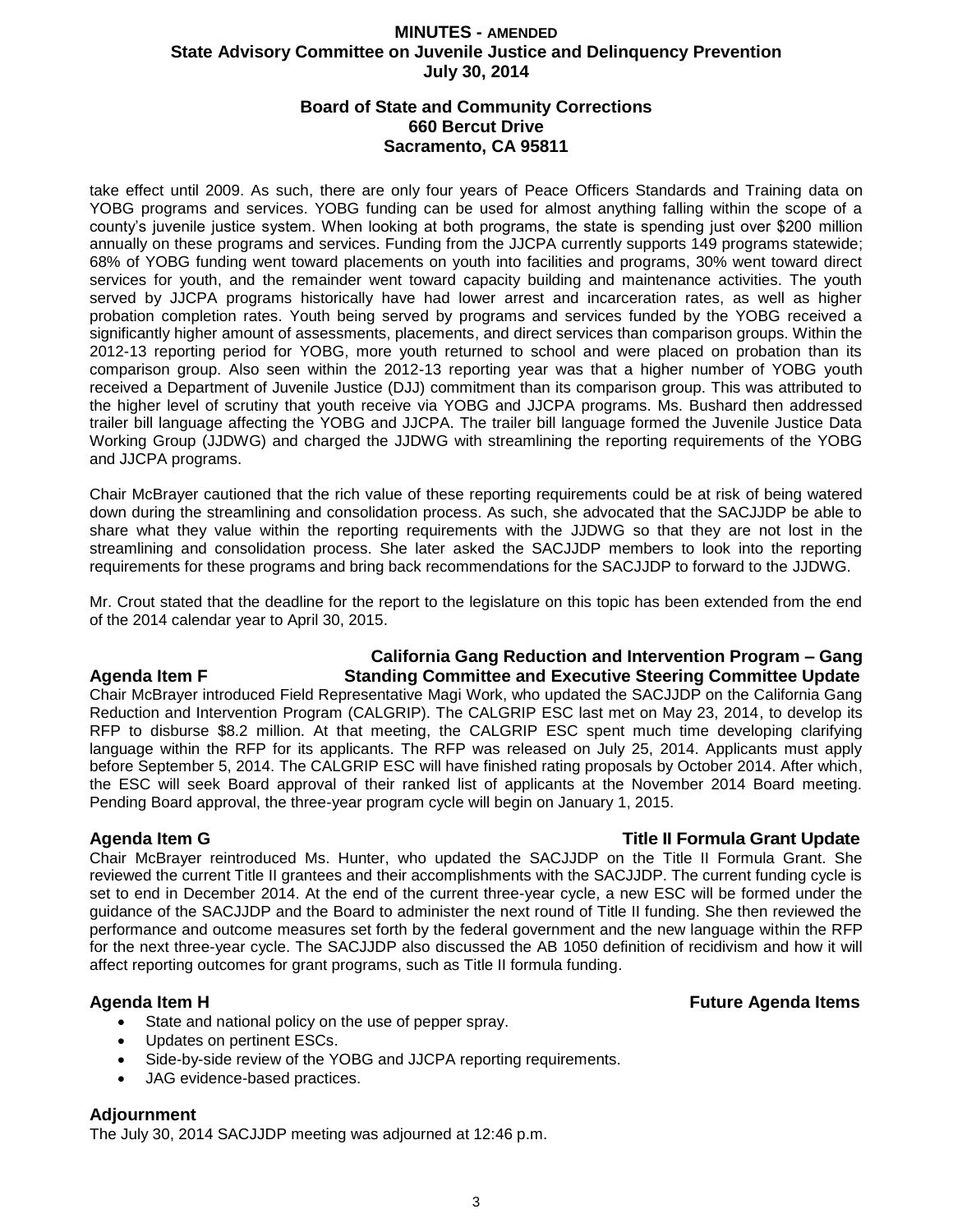take effect until 2009. As such, there are only four years of Peace Officers Standards and Training data on YOBG programs and services. YOBG funding can be used for almost anything falling within the scope of a county's juvenile justice system. When looking at both programs, the state is spending just over $200 million annually on these programs and services. Funding from the JJCPA currently supports 149 programs statewide; 68% of YOBG funding went toward placements on youth into facilities and programs, 30% went toward direct services for youth, and the remainder went toward capacity building and maintenance activities. The youth served by JJCPA programs historically have had lower arrest and incarceration rates, as well as higher probation completion rates. Youth being served by programs and services funded by the YOBG received a significantly higher amount of assessments, placements, and direct services than comparison groups. Within the 2012-13 reporting period for YOBG, more youth returned to school and were placed on probation than its comparison group. Also seen within the 2012-13 reporting year was that a higher number of YOBG youth received a Department of Juvenile Justice (DJJ) commitment than its comparison group. This was attributed to the higher level of scrutiny that youth receive via YOBG and JJCPA programs. Ms. Bushard then addressed trailer bill language affecting the YOBG and JJCPA. The trailer bill language formed the Juvenile Justice Data Working Group (JJDWG) and charged the JJDWG with streamlining the reporting requirements of the YOBG and JJCPA programs.

Chair McBrayer cautioned that the rich value of these reporting requirements could be at risk of being watered down during the streamlining and consolidation process. As such, she advocated that the SACJJDP be able to share what they value within the reporting requirements with the JJDWG so that they are not lost in the streamlining and consolidation process. She later asked the SACJJDP members to look into the reporting requirements for these programs and bring back recommendations for the SACJJDP to forward to the JJDWG.

Mr. Crout stated that the deadline for the report to the legislature on this topic has been extended from the end of the 2014 calendar year to April 30, 2015.

## Agenda Item F — California Gang Reduction and Intervention Program – Gang Standing Committee and Executive Steering Committee Update

Chair McBrayer introduced Field Representative Magi Work, who updated the SACJJDP on the California Gang Reduction and Intervention Program (CALGRIP). The CALGRIP ESC last met on May 23, 2014, to develop its RFP to disburse $8.2 million. At that meeting, the CALGRIP ESC spent much time developing clarifying language within the RFP for its applicants. The RFP was released on July 25, 2014. Applicants must apply before September 5, 2014. The CALGRIP ESC will have finished rating proposals by October 2014. After which, the ESC will seek Board approval of their ranked list of applicants at the November 2014 Board meeting. Pending Board approval, the three-year program cycle will begin on January 1, 2015.

## Agenda Item G — Title II Formula Grant Update

Chair McBrayer reintroduced Ms. Hunter, who updated the SACJJDP on the Title II Formula Grant. She reviewed the current Title II grantees and their accomplishments with the SACJJDP. The current funding cycle is set to end in December 2014. At the end of the current three-year cycle, a new ESC will be formed under the guidance of the SACJJDP and the Board to administer the next round of Title II funding. She then reviewed the performance and outcome measures set forth by the federal government and the new language within the RFP for the next three-year cycle. The SACJJDP also discussed the AB 1050 definition of recidivism and how it will affect reporting outcomes for grant programs, such as Title II formula funding.

## Agenda Item H — Future Agenda Items

- State and national policy on the use of pepper spray.
- Updates on pertinent ESCs.
- Side-by-side review of the YOBG and JJCPA reporting requirements.
- JAG evidence-based practices.

## Adjournment

The July 30, 2014 SACJJDP meeting was adjourned at 12:46 p.m.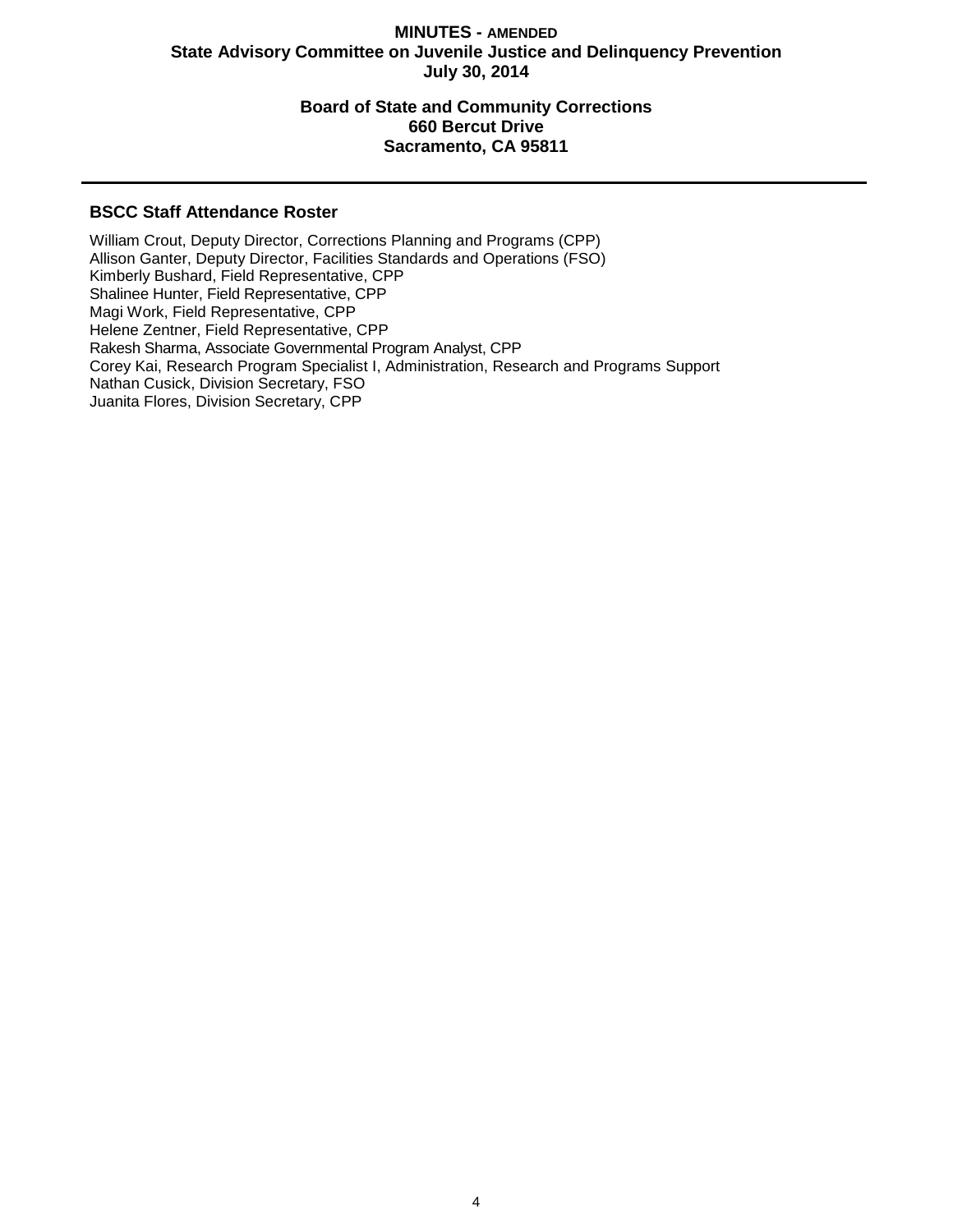**MINUTES - AMENDED**
**State Advisory Committee on Juvenile Justice and Delinquency Prevention**
**July 30, 2014**

**Board of State and Community Corrections**
**660 Bercut Drive**
**Sacramento, CA 95811**

---

## BSCC Staff Attendance Roster

William Crout, Deputy Director, Corrections Planning and Programs (CPP)
Allison Ganter, Deputy Director, Facilities Standards and Operations (FSO)
Kimberly Bushard, Field Representative, CPP
Shalinee Hunter, Field Representative, CPP
Magi Work, Field Representative, CPP
Helene Zentner, Field Representative, CPP
Rakesh Sharma, Associate Governmental Program Analyst, CPP
Corey Kai, Research Program Specialist I, Administration, Research and Programs Support
Nathan Cusick, Division Secretary, FSO
Juanita Flores, Division Secretary, CPP